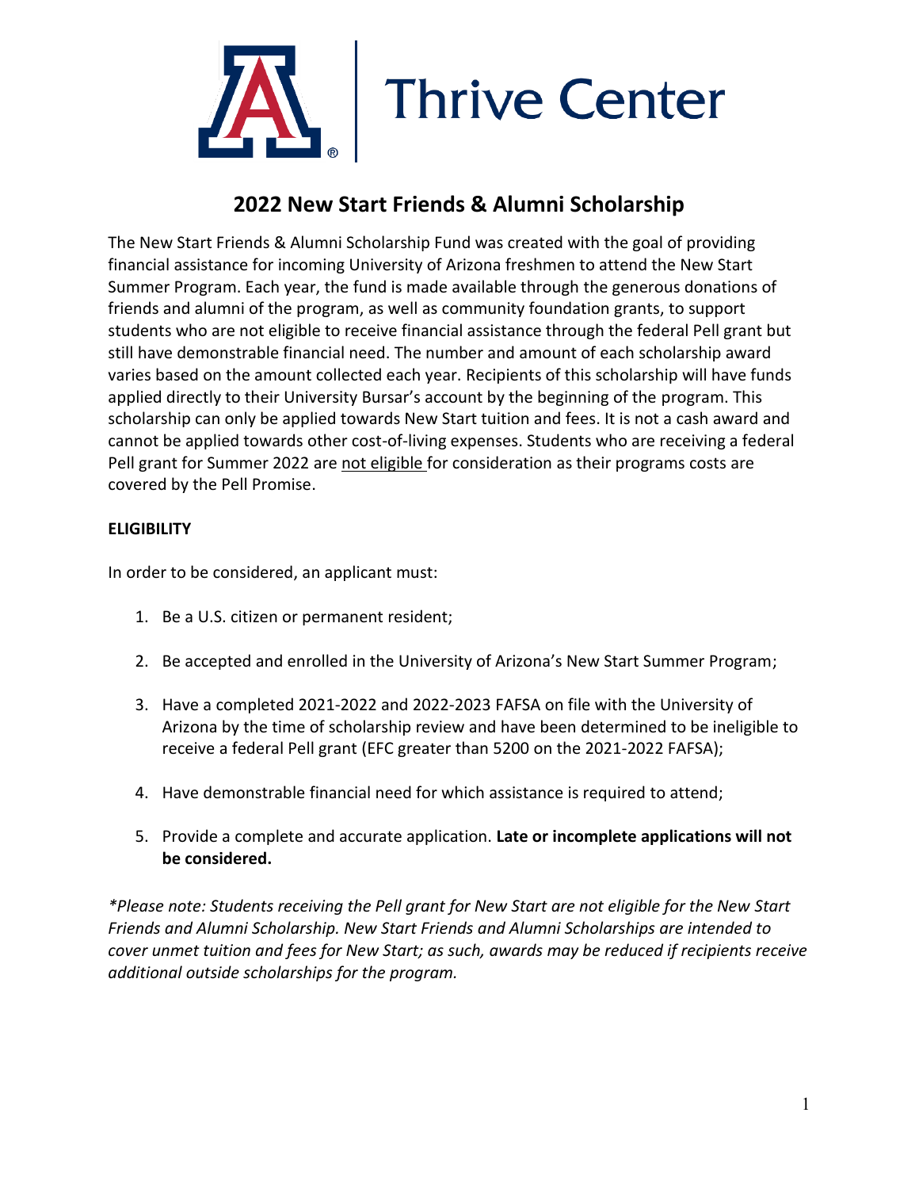Thrive Center

# 2022 New Start Friends & Alumni Scholarship

The New Start Friends & Alumni Scholarship Fund was created with the goal of providing financial assistance for incoming University of Arizona freshmen to attend the New Start Summer Program. Each year, the fund is made available through the generous donations of friends and alumni of the program, as well as community foundation grants, to support students who are not eligible to receive financial assistance through the federal Pell grant but still have demonstrable financial need. The number and amount of each scholarship award varies based on the amount collected each year. Recipients of this scholarship will have funds applied directly to their University Bursar's account by the beginning of the program. This scholarship can only be applied towards New Start tuition and fees. It is not a cash award and cannot be applied towards other cost-of-living expenses. Students who are receiving a federal Pell grant for Summer 2022 are <u>not eligible</u> for consideration as their programs costs are covered by the Pell Promise.

**ELIGIBILITY**

In order to be considered, an applicant must:

1. Be a U.S. citizen or permanent resident;
2. Be accepted and enrolled in the University of Arizona's New Start Summer Program;
3. Have a completed 2021-2022 and 2022-2023 FAFSA on file with the University of Arizona by the time of scholarship review and have been determined to be ineligible to receive a federal Pell grant (EFC greater than 5200 on the 2021-2022 FAFSA);
4. Have demonstrable financial need for which assistance is required to attend;
5. Provide a complete and accurate application. **Late or incomplete applications will not be considered.**

*\*Please note: Students receiving the Pell grant for New Start are not eligible for the New Start Friends and Alumni Scholarship. New Start Friends and Alumni Scholarships are intended to cover unmet tuition and fees for New Start; as such, awards may be reduced if recipients receive additional outside scholarships for the program.*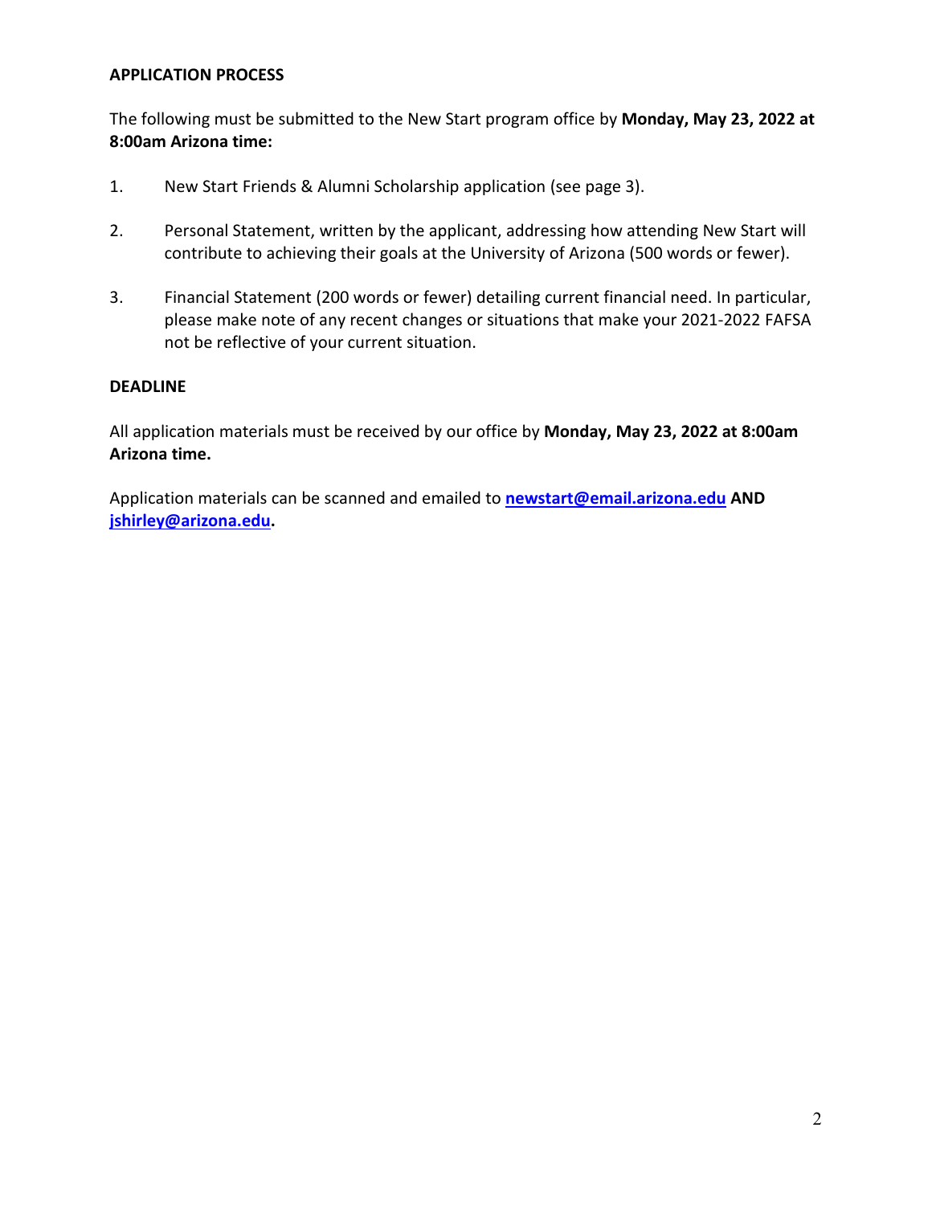## APPLICATION PROCESS

The following must be submitted to the New Start program office by **Monday, May 23, 2022 at 8:00am Arizona time:**

1. New Start Friends & Alumni Scholarship application (see page 3).

2. Personal Statement, written by the applicant, addressing how attending New Start will contribute to achieving their goals at the University of Arizona (500 words or fewer).

3. Financial Statement (200 words or fewer) detailing current financial need. In particular, please make note of any recent changes or situations that make your 2021-2022 FAFSA not be reflective of your current situation.

## DEADLINE

All application materials must be received by our office by **Monday, May 23, 2022 at 8:00am Arizona time.**

Application materials can be scanned and emailed to **newstart@email.arizona.edu** **AND** **jshirley@arizona.edu.**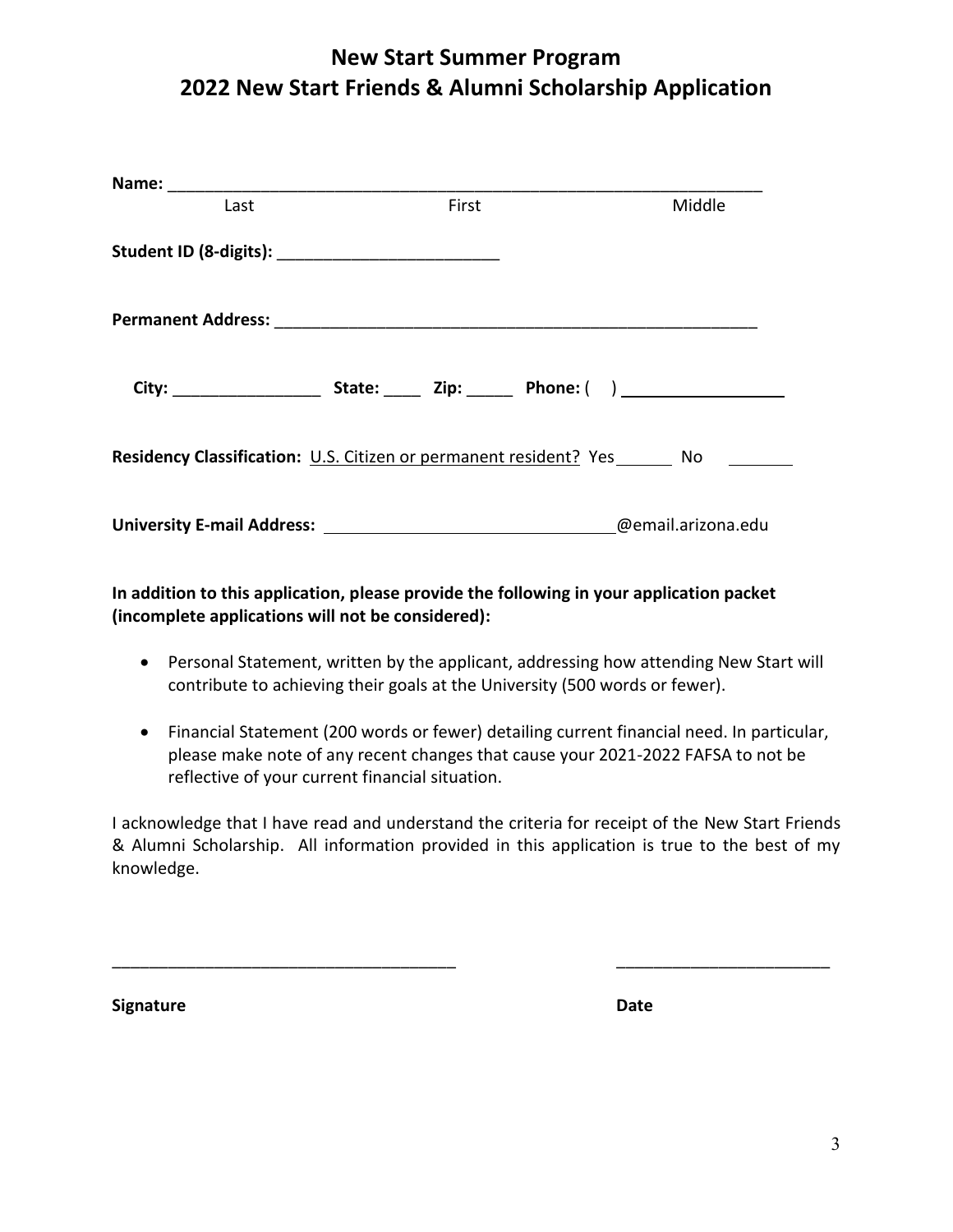# New Start Summer Program
# 2022 New Start Friends & Alumni Scholarship Application

**Name:** ________________________________________________________________

Last First Middle

**Student ID (8-digits):** ________________________

**Permanent Address:** ______________________________________________________

**City:** ________________ **State:** ____ **Zip:** _____ **Phone:** ( ) __________________

**Residency Classification:** U.S. Citizen or permanent resident? Yes______ No _______

**University E-mail Address:** ______________________________@email.arizona.edu

**In addition to this application, please provide the following in your application packet (incomplete applications will not be considered):**

- Personal Statement, written by the applicant, addressing how attending New Start will contribute to achieving their goals at the University (500 words or fewer).
- Financial Statement (200 words or fewer) detailing current financial need. In particular, please make note of any recent changes that cause your 2021-2022 FAFSA to not be reflective of your current financial situation.

I acknowledge that I have read and understand the criteria for receipt of the New Start Friends & Alumni Scholarship. All information provided in this application is true to the best of my knowledge.

______________________________________ ________________________

**Signature** **Date**